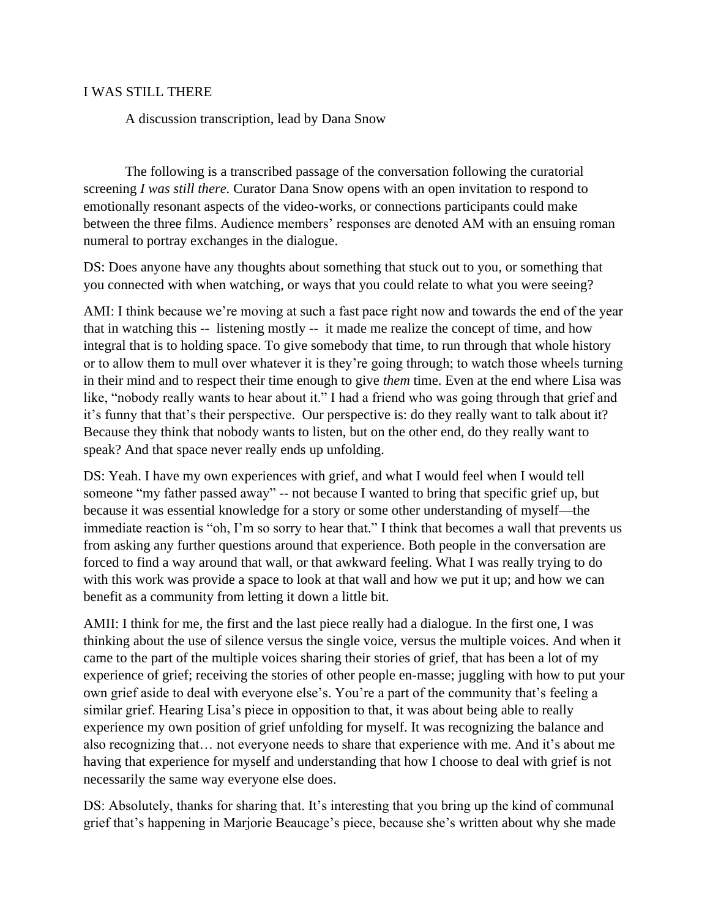# I WAS STILL THERE

A discussion transcription, lead by Dana Snow

The following is a transcribed passage of the conversation following the curatorial screening *I was still there.* Curator Dana Snow opens with an open invitation to respond to emotionally resonant aspects of the video-works, or connections participants could make between the three films. Audience members' responses are denoted AM with an ensuing roman numeral to portray exchanges in the dialogue.

DS: Does anyone have any thoughts about something that stuck out to you, or something that you connected with when watching, or ways that you could relate to what you were seeing?

AMI: I think because we're moving at such a fast pace right now and towards the end of the year that in watching this -- listening mostly -- it made me realize the concept of time, and how integral that is to holding space. To give somebody that time, to run through that whole history or to allow them to mull over whatever it is they're going through; to watch those wheels turning in their mind and to respect their time enough to give *them* time. Even at the end where Lisa was like, "nobody really wants to hear about it." I had a friend who was going through that grief and it's funny that that's their perspective. Our perspective is: do they really want to talk about it? Because they think that nobody wants to listen, but on the other end, do they really want to speak? And that space never really ends up unfolding.

DS: Yeah. I have my own experiences with grief, and what I would feel when I would tell someone "my father passed away" -- not because I wanted to bring that specific grief up, but because it was essential knowledge for a story or some other understanding of myself—the immediate reaction is "oh, I'm so sorry to hear that." I think that becomes a wall that prevents us from asking any further questions around that experience. Both people in the conversation are forced to find a way around that wall, or that awkward feeling. What I was really trying to do with this work was provide a space to look at that wall and how we put it up; and how we can benefit as a community from letting it down a little bit.

AMII: I think for me, the first and the last piece really had a dialogue. In the first one, I was thinking about the use of silence versus the single voice, versus the multiple voices. And when it came to the part of the multiple voices sharing their stories of grief, that has been a lot of my experience of grief; receiving the stories of other people en-masse; juggling with how to put your own grief aside to deal with everyone else's. You're a part of the community that's feeling a similar grief. Hearing Lisa's piece in opposition to that, it was about being able to really experience my own position of grief unfolding for myself. It was recognizing the balance and also recognizing that… not everyone needs to share that experience with me. And it's about me having that experience for myself and understanding that how I choose to deal with grief is not necessarily the same way everyone else does.

DS: Absolutely, thanks for sharing that. It's interesting that you bring up the kind of communal grief that's happening in Marjorie Beaucage's piece, because she's written about why she made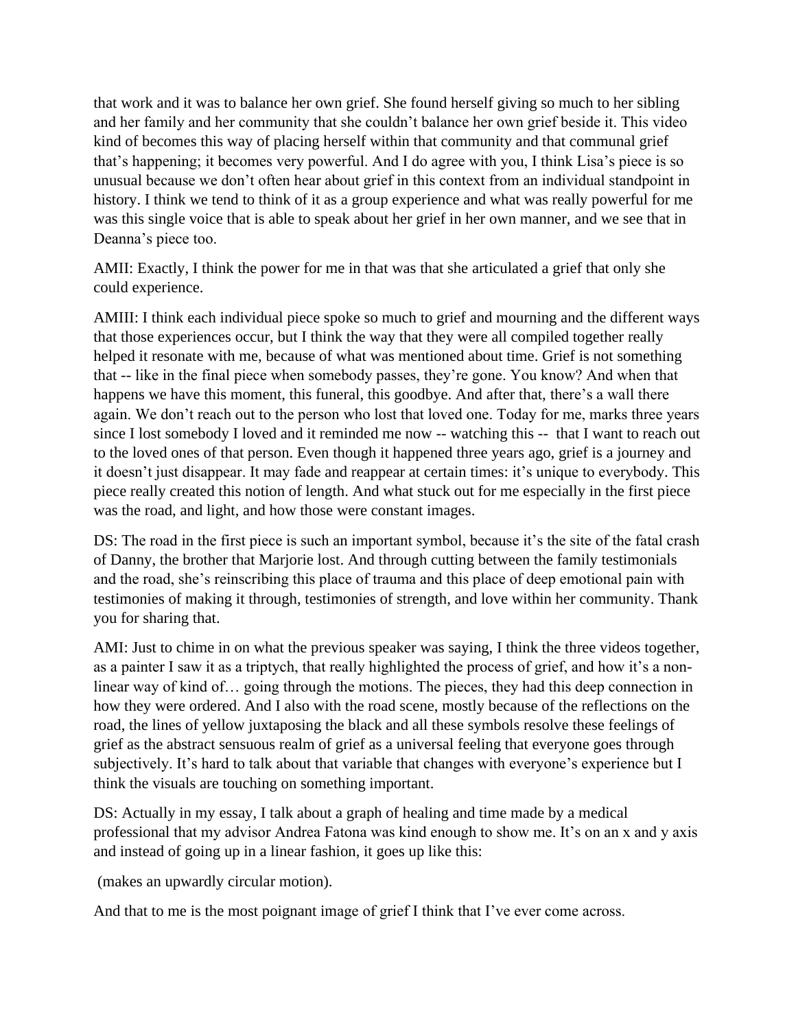that work and it was to balance her own grief. She found herself giving so much to her sibling and her family and her community that she couldn't balance her own grief beside it. This video kind of becomes this way of placing herself within that community and that communal grief that's happening; it becomes very powerful. And I do agree with you, I think Lisa's piece is so unusual because we don't often hear about grief in this context from an individual standpoint in history. I think we tend to think of it as a group experience and what was really powerful for me was this single voice that is able to speak about her grief in her own manner, and we see that in Deanna's piece too.

AMII: Exactly, I think the power for me in that was that she articulated a grief that only she could experience.

AMIII: I think each individual piece spoke so much to grief and mourning and the different ways that those experiences occur, but I think the way that they were all compiled together really helped it resonate with me, because of what was mentioned about time. Grief is not something that -- like in the final piece when somebody passes, they're gone. You know? And when that happens we have this moment, this funeral, this goodbye. And after that, there's a wall there again. We don't reach out to the person who lost that loved one. Today for me, marks three years since I lost somebody I loved and it reminded me now -- watching this -- that I want to reach out to the loved ones of that person. Even though it happened three years ago, grief is a journey and it doesn't just disappear. It may fade and reappear at certain times: it's unique to everybody. This piece really created this notion of length. And what stuck out for me especially in the first piece was the road, and light, and how those were constant images.

DS: The road in the first piece is such an important symbol, because it's the site of the fatal crash of Danny, the brother that Marjorie lost. And through cutting between the family testimonials and the road, she's reinscribing this place of trauma and this place of deep emotional pain with testimonies of making it through, testimonies of strength, and love within her community. Thank you for sharing that.

AMI: Just to chime in on what the previous speaker was saying, I think the three videos together, as a painter I saw it as a triptych, that really highlighted the process of grief, and how it's a non-linear way of kind of… going through the motions. The pieces, they had this deep connection in how they were ordered. And I also with the road scene, mostly because of the reflections on the road, the lines of yellow juxtaposing the black and all these symbols resolve these feelings of grief as the abstract sensuous realm of grief as a universal feeling that everyone goes through subjectively. It's hard to talk about that variable that changes with everyone's experience but I think the visuals are touching on something important.

DS: Actually in my essay, I talk about a graph of healing and time made by a medical professional that my advisor Andrea Fatona was kind enough to show me. It's on an x and y axis and instead of going up in a linear fashion, it goes up like this:

(makes an upwardly circular motion).

And that to me is the most poignant image of grief I think that I've ever come across.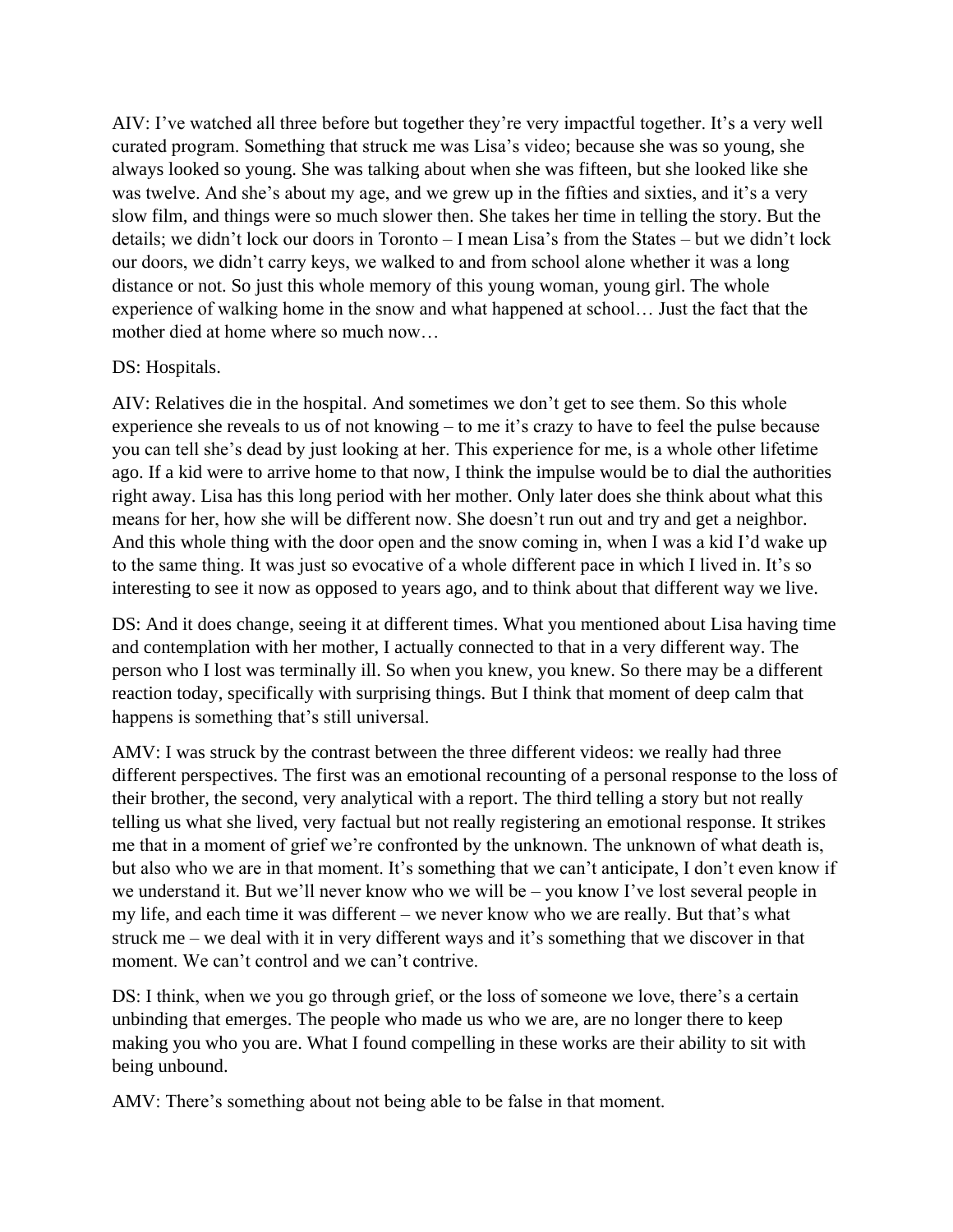AIV: I've watched all three before but together they're very impactful together. It's a very well curated program. Something that struck me was Lisa's video; because she was so young, she always looked so young. She was talking about when she was fifteen, but she looked like she was twelve. And she's about my age, and we grew up in the fifties and sixties, and it's a very slow film, and things were so much slower then. She takes her time in telling the story. But the details; we didn't lock our doors in Toronto – I mean Lisa's from the States – but we didn't lock our doors, we didn't carry keys, we walked to and from school alone whether it was a long distance or not. So just this whole memory of this young woman, young girl. The whole experience of walking home in the snow and what happened at school… Just the fact that the mother died at home where so much now…

DS: Hospitals.

AIV: Relatives die in the hospital. And sometimes we don't get to see them. So this whole experience she reveals to us of not knowing – to me it's crazy to have to feel the pulse because you can tell she's dead by just looking at her. This experience for me, is a whole other lifetime ago. If a kid were to arrive home to that now, I think the impulse would be to dial the authorities right away. Lisa has this long period with her mother. Only later does she think about what this means for her, how she will be different now. She doesn't run out and try and get a neighbor. And this whole thing with the door open and the snow coming in, when I was a kid I'd wake up to the same thing. It was just so evocative of a whole different pace in which I lived in. It's so interesting to see it now as opposed to years ago, and to think about that different way we live.

DS: And it does change, seeing it at different times. What you mentioned about Lisa having time and contemplation with her mother, I actually connected to that in a very different way. The person who I lost was terminally ill. So when you knew, you knew. So there may be a different reaction today, specifically with surprising things. But I think that moment of deep calm that happens is something that's still universal.

AMV: I was struck by the contrast between the three different videos: we really had three different perspectives. The first was an emotional recounting of a personal response to the loss of their brother, the second, very analytical with a report. The third telling a story but not really telling us what she lived, very factual but not really registering an emotional response. It strikes me that in a moment of grief we're confronted by the unknown. The unknown of what death is, but also who we are in that moment. It's something that we can't anticipate, I don't even know if we understand it. But we'll never know who we will be – you know I've lost several people in my life, and each time it was different – we never know who we are really. But that's what struck me – we deal with it in very different ways and it's something that we discover in that moment. We can't control and we can't contrive.

DS: I think, when we you go through grief, or the loss of someone we love, there's a certain unbinding that emerges. The people who made us who we are, are no longer there to keep making you who you are. What I found compelling in these works are their ability to sit with being unbound.

AMV: There's something about not being able to be false in that moment.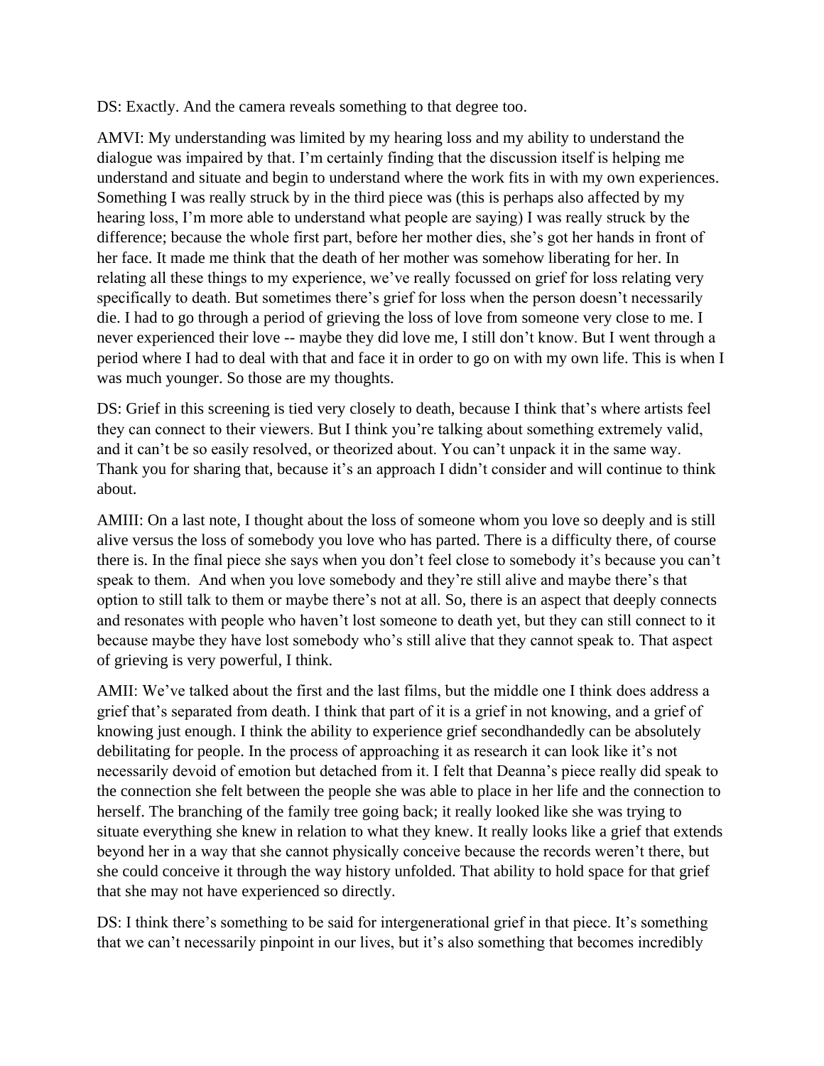DS: Exactly. And the camera reveals something to that degree too.

AMVI: My understanding was limited by my hearing loss and my ability to understand the dialogue was impaired by that. I'm certainly finding that the discussion itself is helping me understand and situate and begin to understand where the work fits in with my own experiences. Something I was really struck by in the third piece was (this is perhaps also affected by my hearing loss, I'm more able to understand what people are saying) I was really struck by the difference; because the whole first part, before her mother dies, she's got her hands in front of her face. It made me think that the death of her mother was somehow liberating for her. In relating all these things to my experience, we've really focussed on grief for loss relating very specifically to death. But sometimes there's grief for loss when the person doesn't necessarily die. I had to go through a period of grieving the loss of love from someone very close to me. I never experienced their love -- maybe they did love me, I still don't know. But I went through a period where I had to deal with that and face it in order to go on with my own life. This is when I was much younger. So those are my thoughts.

DS: Grief in this screening is tied very closely to death, because I think that's where artists feel they can connect to their viewers. But I think you're talking about something extremely valid, and it can't be so easily resolved, or theorized about. You can't unpack it in the same way. Thank you for sharing that, because it's an approach I didn't consider and will continue to think about.

AMIII: On a last note, I thought about the loss of someone whom you love so deeply and is still alive versus the loss of somebody you love who has parted. There is a difficulty there, of course there is. In the final piece she says when you don't feel close to somebody it's because you can't speak to them. And when you love somebody and they're still alive and maybe there's that option to still talk to them or maybe there's not at all. So, there is an aspect that deeply connects and resonates with people who haven't lost someone to death yet, but they can still connect to it because maybe they have lost somebody who's still alive that they cannot speak to. That aspect of grieving is very powerful, I think.

AMII: We've talked about the first and the last films, but the middle one I think does address a grief that's separated from death. I think that part of it is a grief in not knowing, and a grief of knowing just enough. I think the ability to experience grief secondhandedly can be absolutely debilitating for people. In the process of approaching it as research it can look like it's not necessarily devoid of emotion but detached from it. I felt that Deanna's piece really did speak to the connection she felt between the people she was able to place in her life and the connection to herself. The branching of the family tree going back; it really looked like she was trying to situate everything she knew in relation to what they knew. It really looks like a grief that extends beyond her in a way that she cannot physically conceive because the records weren't there, but she could conceive it through the way history unfolded. That ability to hold space for that grief that she may not have experienced so directly.

DS: I think there's something to be said for intergenerational grief in that piece. It's something that we can't necessarily pinpoint in our lives, but it's also something that becomes incredibly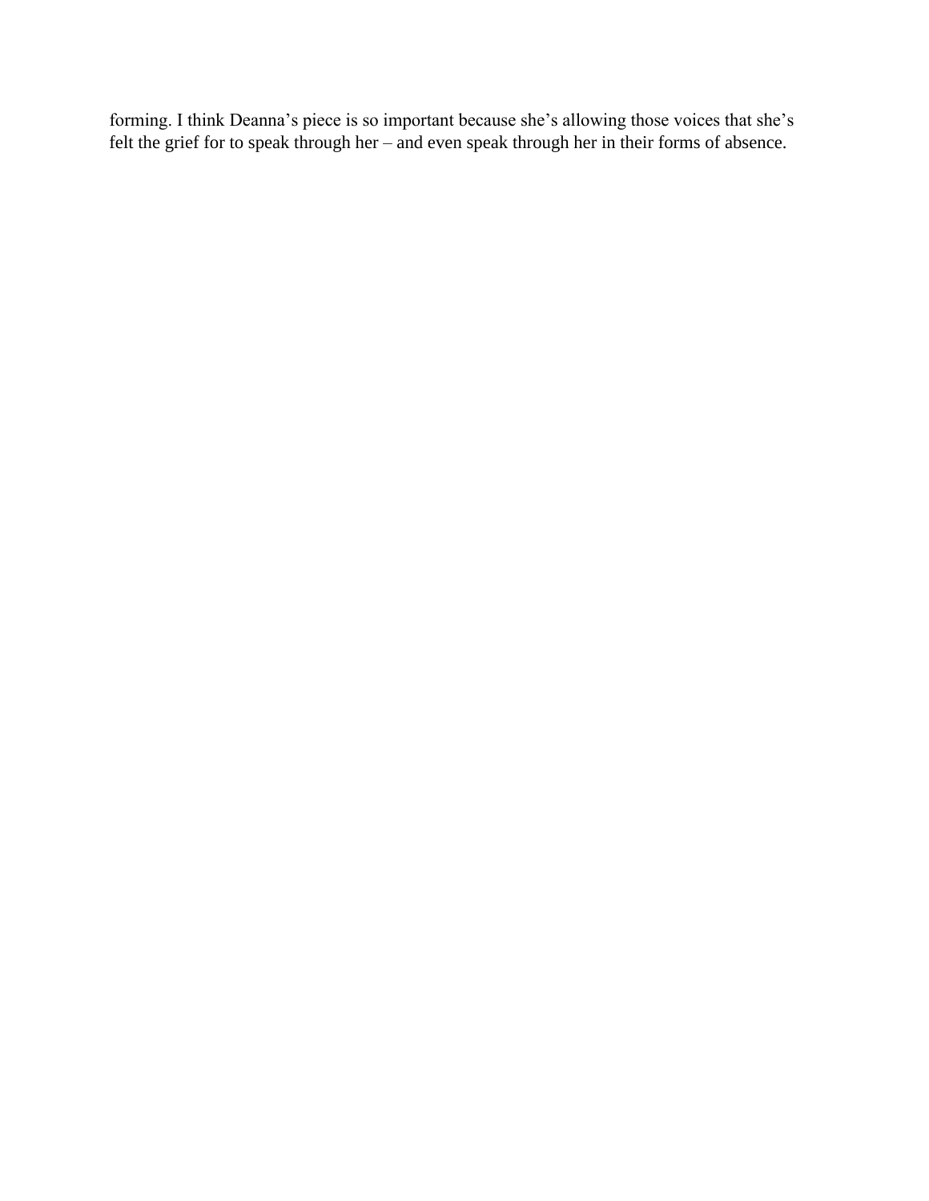forming. I think Deanna's piece is so important because she's allowing those voices that she's felt the grief for to speak through her – and even speak through her in their forms of absence.